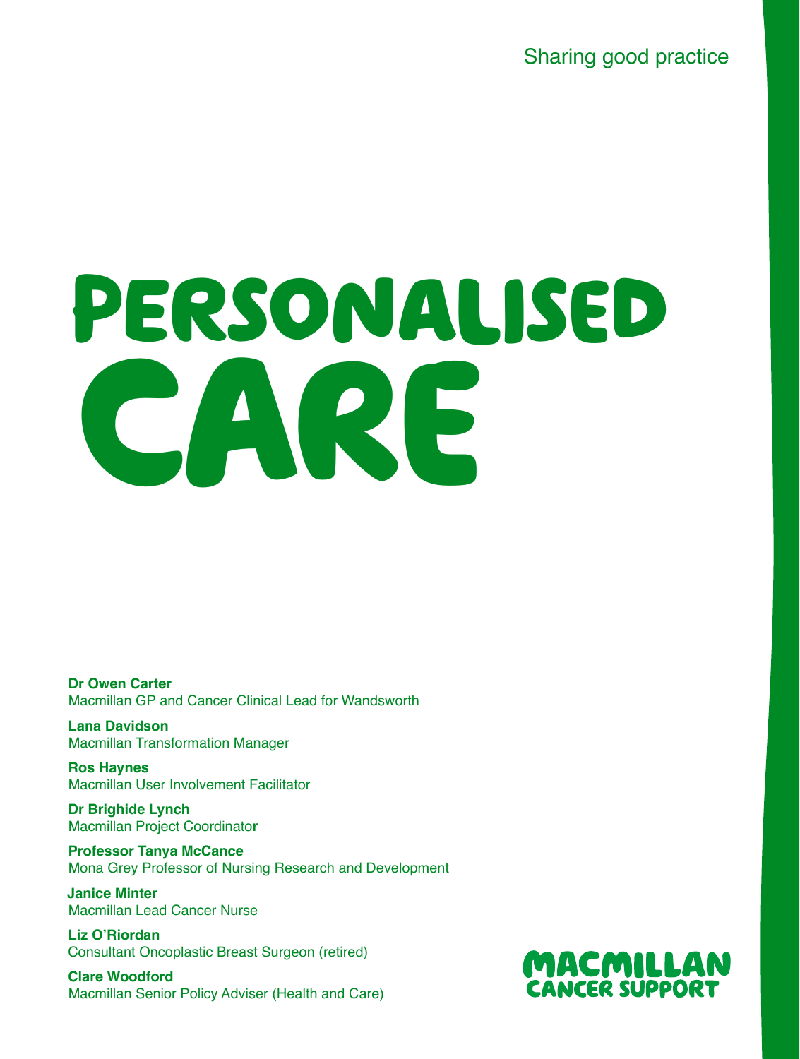Sharing good practice

# PERSONALISED CARE

**Dr Owen Carter**
Macmillan GP and Cancer Clinical Lead for Wandsworth

**Lana Davidson**
Macmillan Transformation Manager

**Ros Haynes**
Macmillan User Involvement Facilitator

**Dr Brighide Lynch**
Macmillan Project Coordinator

**Professor Tanya McCance**
Mona Grey Professor of Nursing Research and Development

**Janice Minter**
Macmillan Lead Cancer Nurse

**Liz O'Riordan**
Consultant Oncoplastic Breast Surgeon (retired)

**Clare Woodford**
Macmillan Senior Policy Adviser (Health and Care)

MACMILLAN CANCER SUPPORT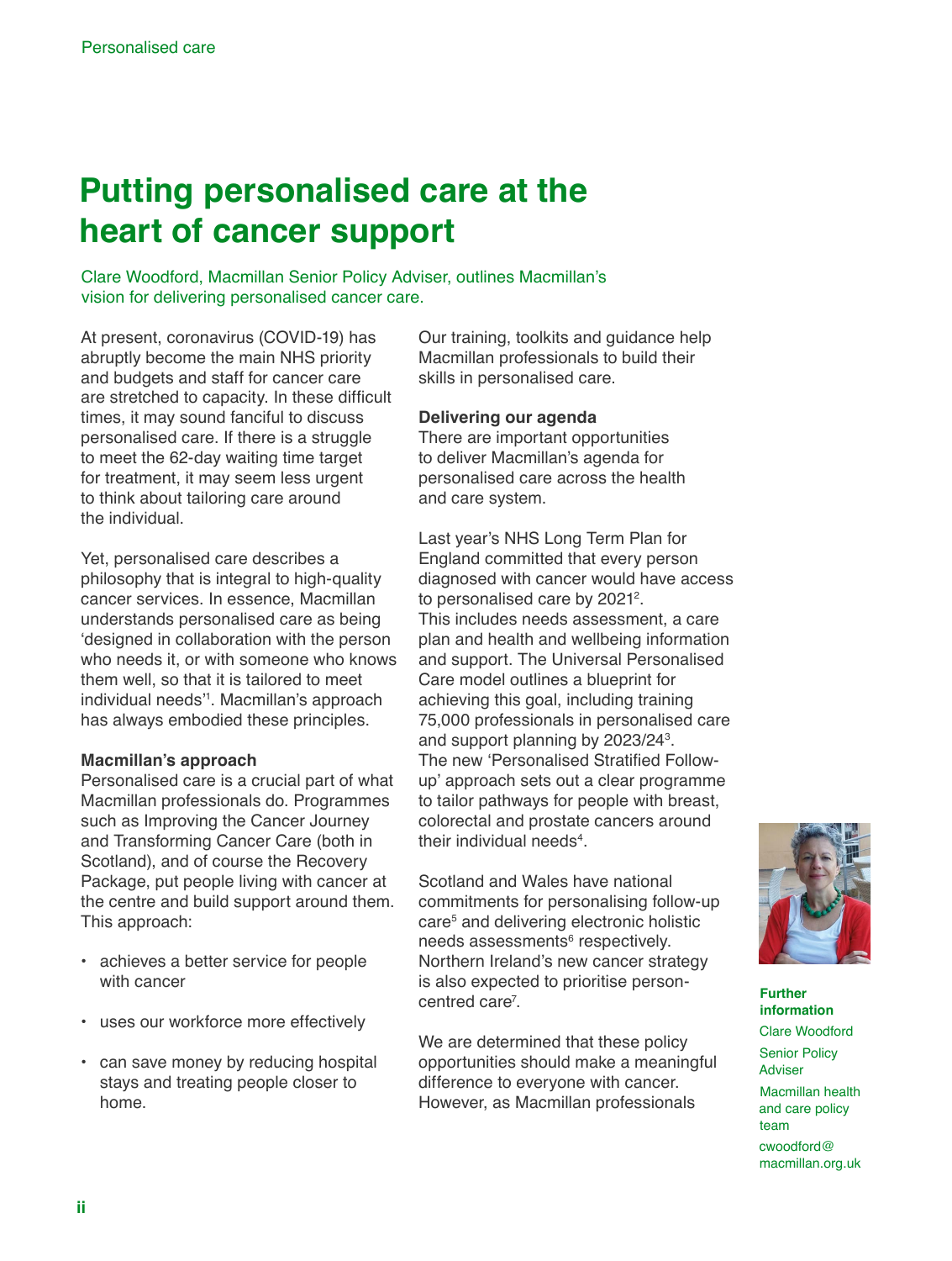# Putting personalised care at the heart of cancer support

Clare Woodford, Macmillan Senior Policy Adviser, outlines Macmillan's vision for delivering personalised cancer care.

At present, coronavirus (COVID-19) has abruptly become the main NHS priority and budgets and staff for cancer care are stretched to capacity. In these difficult times, it may sound fanciful to discuss personalised care. If there is a struggle to meet the 62-day waiting time target for treatment, it may seem less urgent to think about tailoring care around the individual.

Yet, personalised care describes a philosophy that is integral to high-quality cancer services. In essence, Macmillan understands personalised care as being 'designed in collaboration with the person who needs it, or with someone who knows them well, so that it is tailored to meet individual needs'[1]. Macmillan's approach has always embodied these principles.

**Macmillan's approach**

Personalised care is a crucial part of what Macmillan professionals do. Programmes such as Improving the Cancer Journey and Transforming Cancer Care (both in Scotland), and of course the Recovery Package, put people living with cancer at the centre and build support around them. This approach:

- achieves a better service for people with cancer
- uses our workforce more effectively
- can save money by reducing hospital stays and treating people closer to home.

Our training, toolkits and guidance help Macmillan professionals to build their skills in personalised care.

**Delivering our agenda**

There are important opportunities to deliver Macmillan's agenda for personalised care across the health and care system.

Last year's NHS Long Term Plan for England committed that every person diagnosed with cancer would have access to personalised care by 2021[2]. This includes needs assessment, a care plan and health and wellbeing information and support. The Universal Personalised Care model outlines a blueprint for achieving this goal, including training 75,000 professionals in personalised care and support planning by 2023/24[3]. The new 'Personalised Stratified Follow-up' approach sets out a clear programme to tailor pathways for people with breast, colorectal and prostate cancers around their individual needs[4].

Scotland and Wales have national commitments for personalising follow-up care[5] and delivering electronic holistic needs assessments[6] respectively. Northern Ireland's new cancer strategy is also expected to prioritise person-centred care[7].

We are determined that these policy opportunities should make a meaningful difference to everyone with cancer. However, as Macmillan professionals

**Further information**

Clare Woodford

Senior Policy Adviser

Macmillan health and care policy team

cwoodford@macmillan.org.uk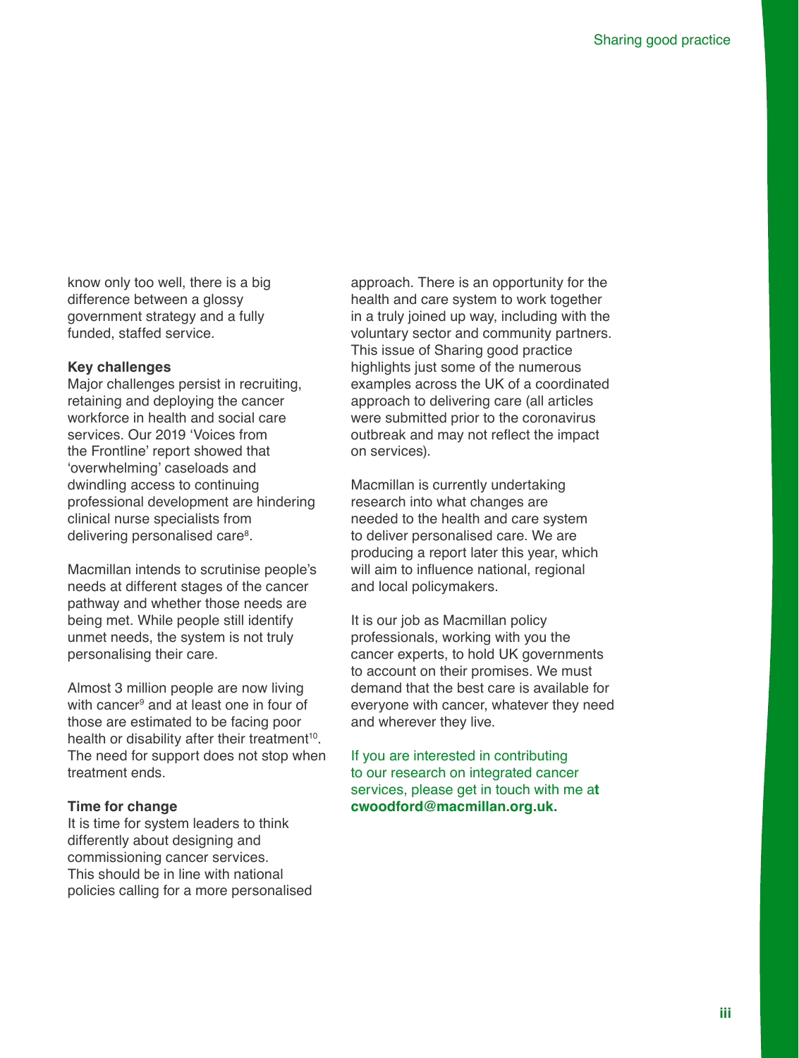know only too well, there is a big difference between a glossy government strategy and a fully funded, staffed service.

**Key challenges**

Major challenges persist in recruiting, retaining and deploying the cancer workforce in health and social care services. Our 2019 'Voices from the Frontline' report showed that 'overwhelming' caseloads and dwindling access to continuing professional development are hindering clinical nurse specialists from delivering personalised care[8].

Macmillan intends to scrutinise people's needs at different stages of the cancer pathway and whether those needs are being met. While people still identify unmet needs, the system is not truly personalising their care.

Almost 3 million people are now living with cancer[9] and at least one in four of those are estimated to be facing poor health or disability after their treatment[10]. The need for support does not stop when treatment ends.

**Time for change**

It is time for system leaders to think differently about designing and commissioning cancer services. This should be in line with national policies calling for a more personalised approach. There is an opportunity for the health and care system to work together in a truly joined up way, including with the voluntary sector and community partners. This issue of Sharing good practice highlights just some of the numerous examples across the UK of a coordinated approach to delivering care (all articles were submitted prior to the coronavirus outbreak and may not reflect the impact on services).

Macmillan is currently undertaking research into what changes are needed to the health and care system to deliver personalised care. We are producing a report later this year, which will aim to influence national, regional and local policymakers.

It is our job as Macmillan policy professionals, working with you the cancer experts, to hold UK governments to account on their promises. We must demand that the best care is available for everyone with cancer, whatever they need and wherever they live.

If you are interested in contributing to our research on integrated cancer services, please get in touch with me at **cwoodford@macmillan.org.uk.**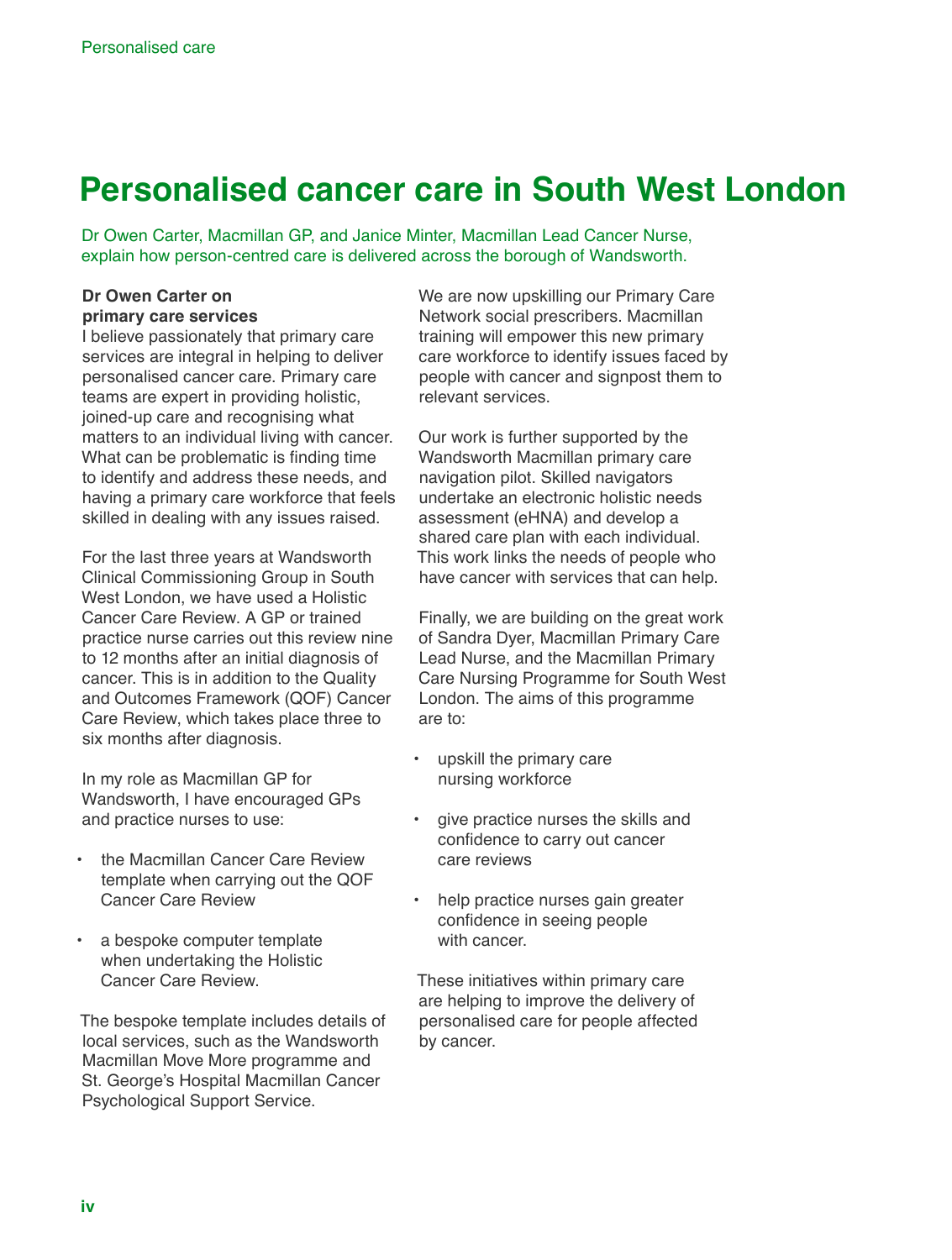# Personalised cancer care in South West London

Dr Owen Carter, Macmillan GP, and Janice Minter, Macmillan Lead Cancer Nurse, explain how person-centred care is delivered across the borough of Wandsworth.

**Dr Owen Carter on primary care services**

I believe passionately that primary care services are integral in helping to deliver personalised cancer care. Primary care teams are expert in providing holistic, joined-up care and recognising what matters to an individual living with cancer. What can be problematic is finding time to identify and address these needs, and having a primary care workforce that feels skilled in dealing with any issues raised.

For the last three years at Wandsworth Clinical Commissioning Group in South West London, we have used a Holistic Cancer Care Review. A GP or trained practice nurse carries out this review nine to 12 months after an initial diagnosis of cancer. This is in addition to the Quality and Outcomes Framework (QOF) Cancer Care Review, which takes place three to six months after diagnosis.

In my role as Macmillan GP for Wandsworth, I have encouraged GPs and practice nurses to use:

- the Macmillan Cancer Care Review template when carrying out the QOF Cancer Care Review
- a bespoke computer template when undertaking the Holistic Cancer Care Review.

The bespoke template includes details of local services, such as the Wandsworth Macmillan Move More programme and St. George's Hospital Macmillan Cancer Psychological Support Service.

We are now upskilling our Primary Care Network social prescribers. Macmillan training will empower this new primary care workforce to identify issues faced by people with cancer and signpost them to relevant services.

Our work is further supported by the Wandsworth Macmillan primary care navigation pilot. Skilled navigators undertake an electronic holistic needs assessment (eHNA) and develop a shared care plan with each individual. This work links the needs of people who have cancer with services that can help.

Finally, we are building on the great work of Sandra Dyer, Macmillan Primary Care Lead Nurse, and the Macmillan Primary Care Nursing Programme for South West London. The aims of this programme are to:

- upskill the primary care nursing workforce
- give practice nurses the skills and confidence to carry out cancer care reviews
- help practice nurses gain greater confidence in seeing people with cancer.

These initiatives within primary care are helping to improve the delivery of personalised care for people affected by cancer.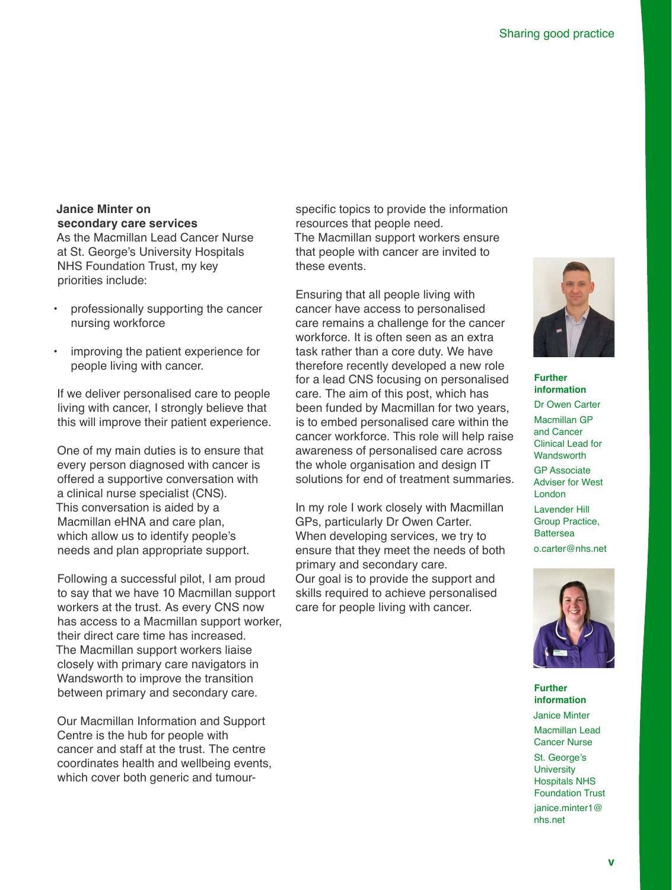### Janice Minter on secondary care services

As the Macmillan Lead Cancer Nurse at St. George's University Hospitals NHS Foundation Trust, my key priorities include:

- professionally supporting the cancer nursing workforce
- improving the patient experience for people living with cancer.

If we deliver personalised care to people living with cancer, I strongly believe that this will improve their patient experience.

One of my main duties is to ensure that every person diagnosed with cancer is offered a supportive conversation with a clinical nurse specialist (CNS). This conversation is aided by a Macmillan eHNA and care plan, which allow us to identify people's needs and plan appropriate support.

Following a successful pilot, I am proud to say that we have 10 Macmillan support workers at the trust. As every CNS now has access to a Macmillan support worker, their direct care time has increased. The Macmillan support workers liaise closely with primary care navigators in Wandsworth to improve the transition between primary and secondary care.

Our Macmillan Information and Support Centre is the hub for people with cancer and staff at the trust. The centre coordinates health and wellbeing events, which cover both generic and tumour-specific topics to provide the information resources that people need. The Macmillan support workers ensure that people with cancer are invited to these events.

Ensuring that all people living with cancer have access to personalised care remains a challenge for the cancer workforce. It is often seen as an extra task rather than a core duty. We have therefore recently developed a new role for a lead CNS focusing on personalised care. The aim of this post, which has been funded by Macmillan for two years, is to embed personalised care within the cancer workforce. This role will help raise awareness of personalised care across the whole organisation and design IT solutions for end of treatment summaries.

In my role I work closely with Macmillan GPs, particularly Dr Owen Carter. When developing services, we try to ensure that they meet the needs of both primary and secondary care. Our goal is to provide the support and skills required to achieve personalised care for people living with cancer.

**Further information**

Dr Owen Carter

Macmillan GP and Cancer Clinical Lead for Wandsworth

GP Associate Adviser for West London

Lavender Hill Group Practice, Battersea

o.carter@nhs.net

**Further information**

Janice Minter

Macmillan Lead Cancer Nurse

St. George's University Hospitals NHS Foundation Trust

janice.minter1@nhs.net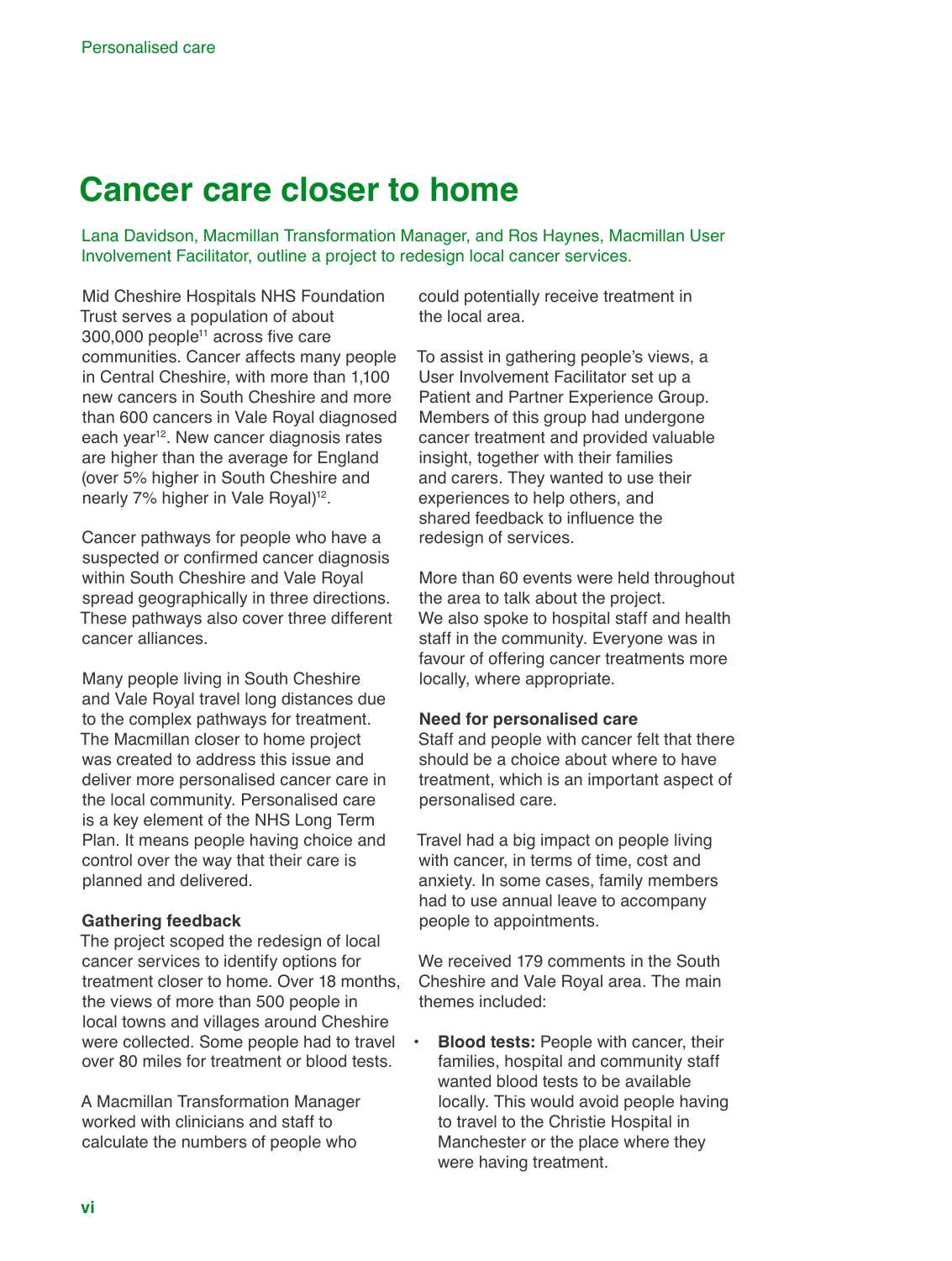# Cancer care closer to home

Lana Davidson, Macmillan Transformation Manager, and Ros Haynes, Macmillan User Involvement Facilitator, outline a project to redesign local cancer services.

Mid Cheshire Hospitals NHS Foundation Trust serves a population of about 300,000 people[11] across five care communities. Cancer affects many people in Central Cheshire, with more than 1,100 new cancers in South Cheshire and more than 600 cancers in Vale Royal diagnosed each year[12]. New cancer diagnosis rates are higher than the average for England (over 5% higher in South Cheshire and nearly 7% higher in Vale Royal)[12].

Cancer pathways for people who have a suspected or confirmed cancer diagnosis within South Cheshire and Vale Royal spread geographically in three directions. These pathways also cover three different cancer alliances.

Many people living in South Cheshire and Vale Royal travel long distances due to the complex pathways for treatment. The Macmillan closer to home project was created to address this issue and deliver more personalised cancer care in the local community. Personalised care is a key element of the NHS Long Term Plan. It means people having choice and control over the way that their care is planned and delivered.

### Gathering feedback

The project scoped the redesign of local cancer services to identify options for treatment closer to home. Over 18 months, the views of more than 500 people in local towns and villages around Cheshire were collected. Some people had to travel over 80 miles for treatment or blood tests.

A Macmillan Transformation Manager worked with clinicians and staff to calculate the numbers of people who could potentially receive treatment in the local area.

To assist in gathering people's views, a User Involvement Facilitator set up a Patient and Partner Experience Group. Members of this group had undergone cancer treatment and provided valuable insight, together with their families and carers. They wanted to use their experiences to help others, and shared feedback to influence the redesign of services.

More than 60 events were held throughout the area to talk about the project. We also spoke to hospital staff and health staff in the community. Everyone was in favour of offering cancer treatments more locally, where appropriate.

### Need for personalised care

Staff and people with cancer felt that there should be a choice about where to have treatment, which is an important aspect of personalised care.

Travel had a big impact on people living with cancer, in terms of time, cost and anxiety. In some cases, family members had to use annual leave to accompany people to appointments.

We received 179 comments in the South Cheshire and Vale Royal area. The main themes included:

- **Blood tests:** People with cancer, their families, hospital and community staff wanted blood tests to be available locally. This would avoid people having to travel to the Christie Hospital in Manchester or the place where they were having treatment.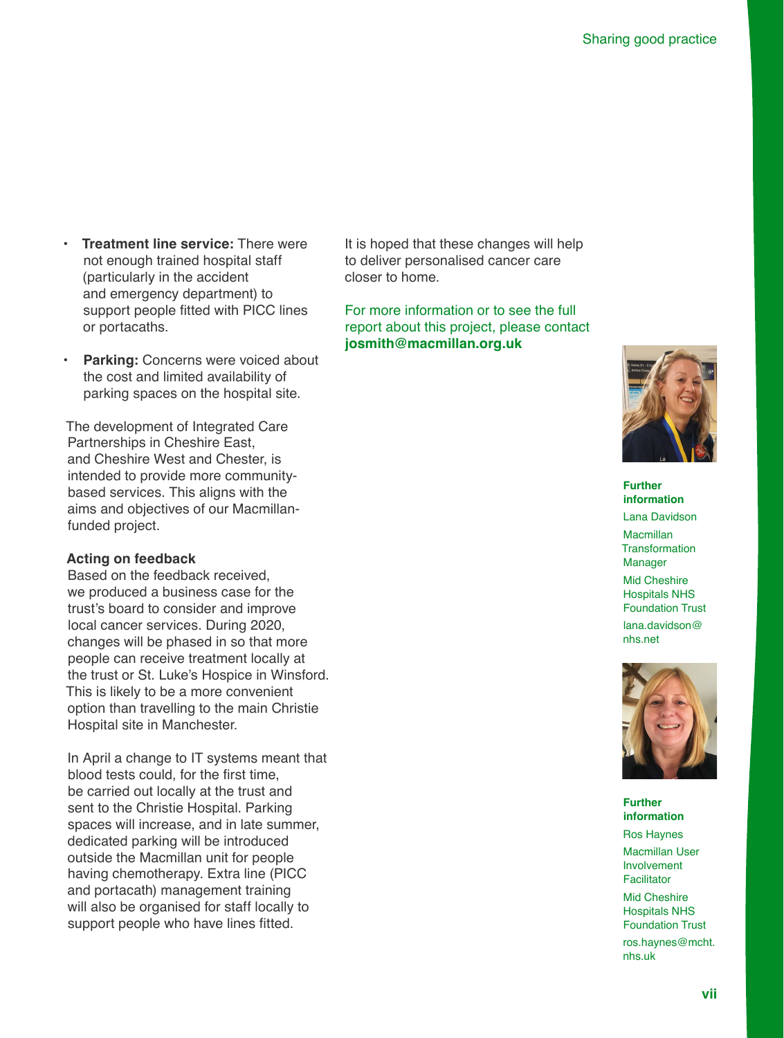- **Treatment line service:** There were not enough trained hospital staff (particularly in the accident and emergency department) to support people fitted with PICC lines or portacaths.
- **Parking:** Concerns were voiced about the cost and limited availability of parking spaces on the hospital site.

The development of Integrated Care Partnerships in Cheshire East, and Cheshire West and Chester, is intended to provide more community-based services. This aligns with the aims and objectives of our Macmillan-funded project.

### Acting on feedback

Based on the feedback received, we produced a business case for the trust's board to consider and improve local cancer services. During 2020, changes will be phased in so that more people can receive treatment locally at the trust or St. Luke's Hospice in Winsford. This is likely to be a more convenient option than travelling to the main Christie Hospital site in Manchester.

In April a change to IT systems meant that blood tests could, for the first time, be carried out locally at the trust and sent to the Christie Hospital. Parking spaces will increase, and in late summer, dedicated parking will be introduced outside the Macmillan unit for people having chemotherapy. Extra line (PICC and portacath) management training will also be organised for staff locally to support people who have lines fitted.

It is hoped that these changes will help to deliver personalised cancer care closer to home.

For more information or to see the full report about this project, please contact **josmith@macmillan.org.uk**

**Further information**

Lana Davidson

Macmillan Transformation Manager

Mid Cheshire Hospitals NHS Foundation Trust

lana.davidson@nhs.net

**Further information**

Ros Haynes

Macmillan User Involvement Facilitator

Mid Cheshire Hospitals NHS Foundation Trust

ros.haynes@mcht.nhs.uk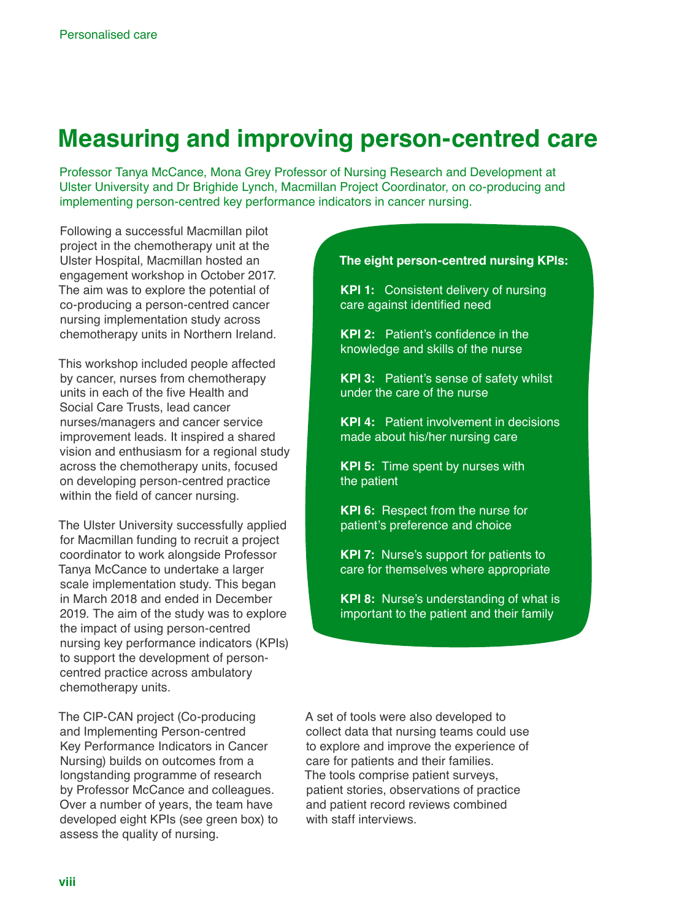# Measuring and improving person-centred care

Professor Tanya McCance, Mona Grey Professor of Nursing Research and Development at Ulster University and Dr Brighide Lynch, Macmillan Project Coordinator, on co-producing and implementing person-centred key performance indicators in cancer nursing.

Following a successful Macmillan pilot project in the chemotherapy unit at the Ulster Hospital, Macmillan hosted an engagement workshop in October 2017. The aim was to explore the potential of co-producing a person-centred cancer nursing implementation study across chemotherapy units in Northern Ireland.

This workshop included people affected by cancer, nurses from chemotherapy units in each of the five Health and Social Care Trusts, lead cancer nurses/managers and cancer service improvement leads. It inspired a shared vision and enthusiasm for a regional study across the chemotherapy units, focused on developing person-centred practice within the field of cancer nursing.

The Ulster University successfully applied for Macmillan funding to recruit a project coordinator to work alongside Professor Tanya McCance to undertake a larger scale implementation study. This began in March 2018 and ended in December 2019. The aim of the study was to explore the impact of using person-centred nursing key performance indicators (KPIs) to support the development of person-centred practice across ambulatory chemotherapy units.

The CIP-CAN project (Co-producing and Implementing Person-centred Key Performance Indicators in Cancer Nursing) builds on outcomes from a longstanding programme of research by Professor McCance and colleagues. Over a number of years, the team have developed eight KPIs (see green box) to assess the quality of nursing.

**The eight person-centred nursing KPIs:**

**KPI 1:** Consistent delivery of nursing care against identified need

**KPI 2:** Patient's confidence in the knowledge and skills of the nurse

**KPI 3:** Patient's sense of safety whilst under the care of the nurse

**KPI 4:** Patient involvement in decisions made about his/her nursing care

**KPI 5:** Time spent by nurses with the patient

**KPI 6:** Respect from the nurse for patient's preference and choice

**KPI 7:** Nurse's support for patients to care for themselves where appropriate

**KPI 8:** Nurse's understanding of what is important to the patient and their family

A set of tools were also developed to collect data that nursing teams could use to explore and improve the experience of care for patients and their families. The tools comprise patient surveys, patient stories, observations of practice and patient record reviews combined with staff interviews.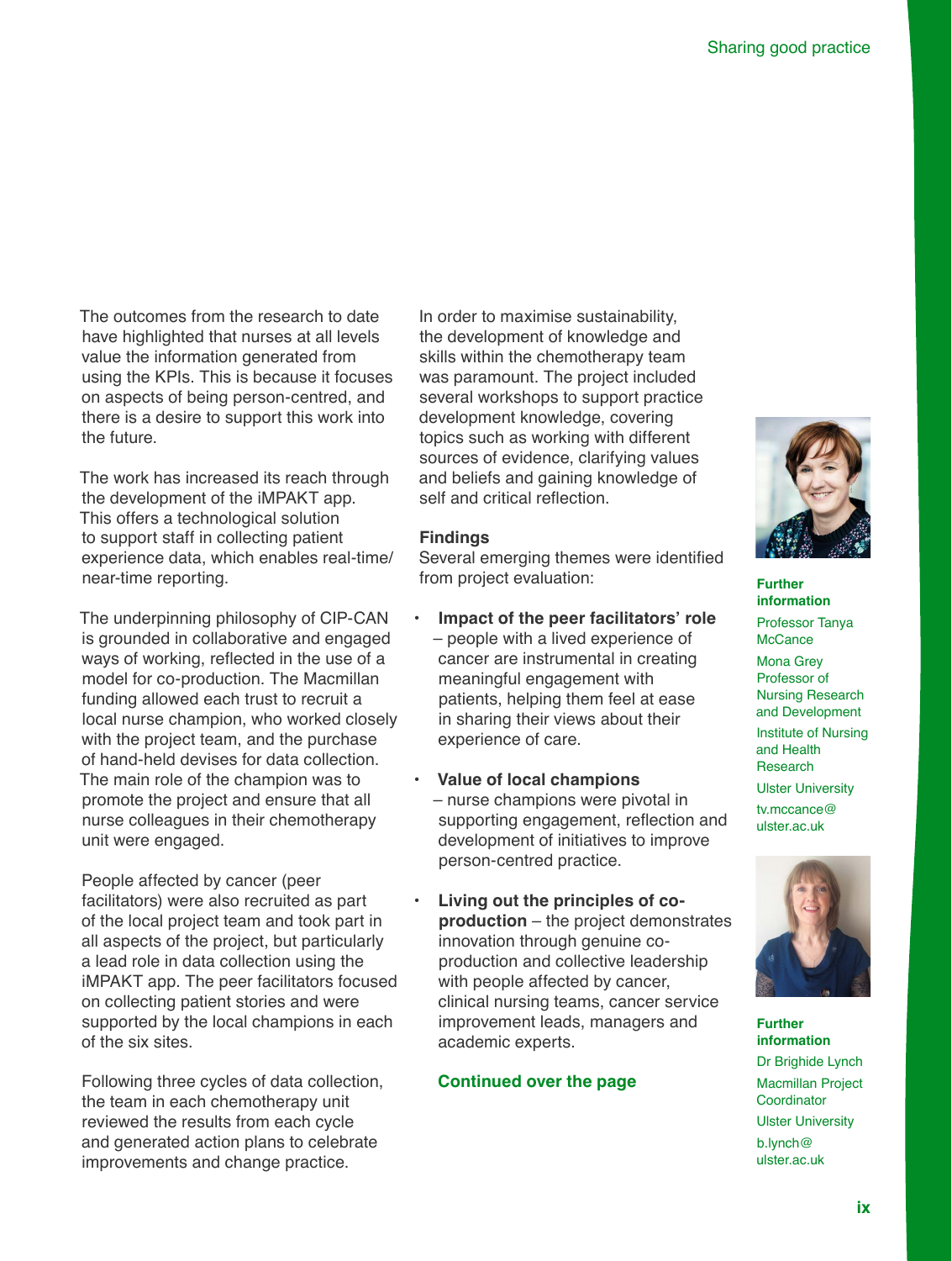The outcomes from the research to date have highlighted that nurses at all levels value the information generated from using the KPIs. This is because it focuses on aspects of being person-centred, and there is a desire to support this work into the future.

The work has increased its reach through the development of the iMPAKT app. This offers a technological solution to support staff in collecting patient experience data, which enables real-time/ near-time reporting.

The underpinning philosophy of CIP-CAN is grounded in collaborative and engaged ways of working, reflected in the use of a model for co-production. The Macmillan funding allowed each trust to recruit a local nurse champion, who worked closely with the project team, and the purchase of hand-held devises for data collection. The main role of the champion was to promote the project and ensure that all nurse colleagues in their chemotherapy unit were engaged.

People affected by cancer (peer facilitators) were also recruited as part of the local project team and took part in all aspects of the project, but particularly a lead role in data collection using the iMPAKT app. The peer facilitators focused on collecting patient stories and were supported by the local champions in each of the six sites.

Following three cycles of data collection, the team in each chemotherapy unit reviewed the results from each cycle and generated action plans to celebrate improvements and change practice.

In order to maximise sustainability, the development of knowledge and skills within the chemotherapy team was paramount. The project included several workshops to support practice development knowledge, covering topics such as working with different sources of evidence, clarifying values and beliefs and gaining knowledge of self and critical reflection.

**Findings**

Several emerging themes were identified from project evaluation:

- **Impact of the peer facilitators' role** – people with a lived experience of cancer are instrumental in creating meaningful engagement with patients, helping them feel at ease in sharing their views about their experience of care.
- **Value of local champions** – nurse champions were pivotal in supporting engagement, reflection and development of initiatives to improve person-centred practice.
- **Living out the principles of co-production** – the project demonstrates innovation through genuine co-production and collective leadership with people affected by cancer, clinical nursing teams, cancer service improvement leads, managers and academic experts.

**Continued over the page**

**Further information**

Professor Tanya McCance

Mona Grey Professor of Nursing Research and Development

Institute of Nursing and Health Research

Ulster University

tv.mccance@ulster.ac.uk

**Further information**

Dr Brighide Lynch

Macmillan Project Coordinator

Ulster University

b.lynch@ulster.ac.uk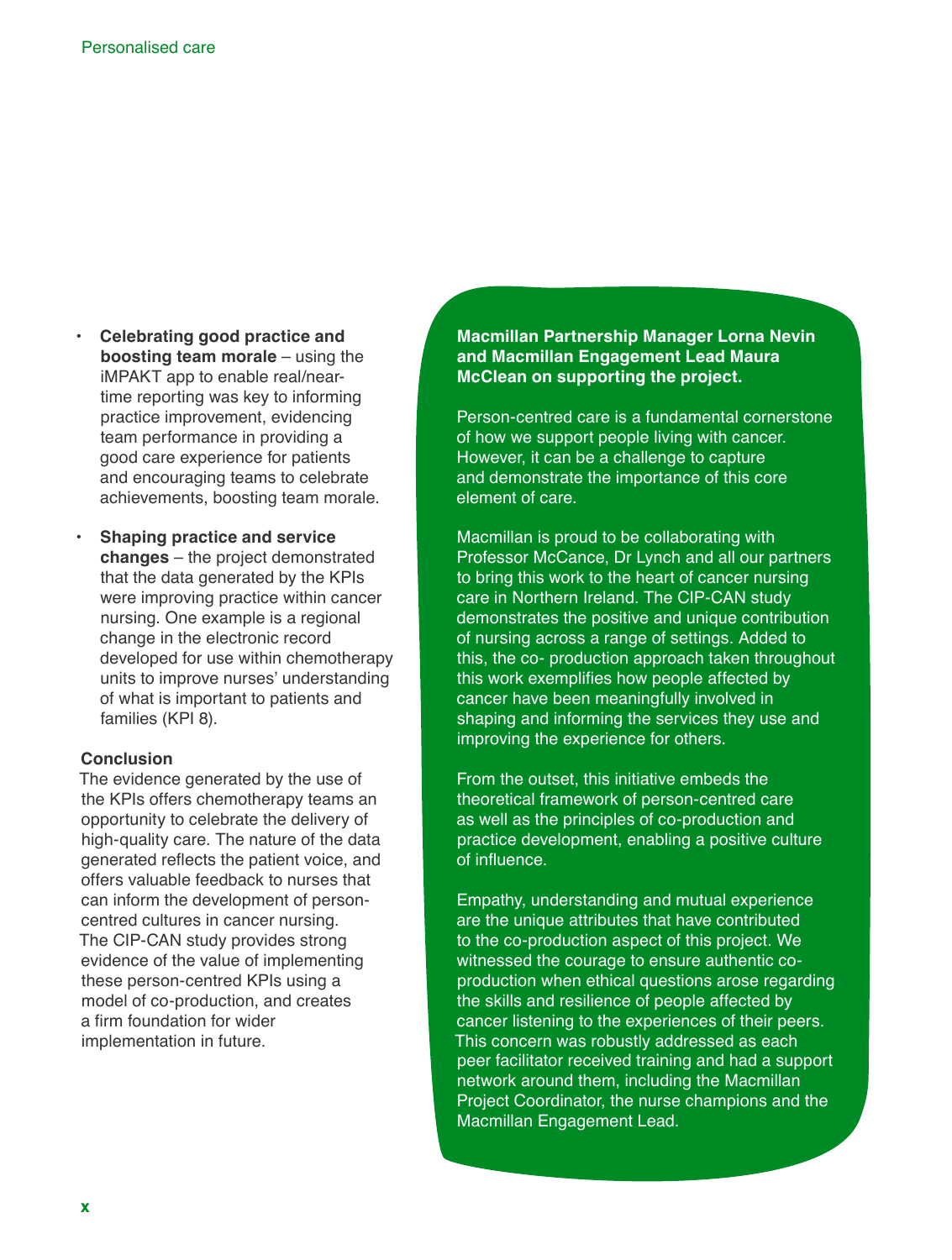- **Celebrating good practice and boosting team morale** – using the iMPAKT app to enable real/near-time reporting was key to informing practice improvement, evidencing team performance in providing a good care experience for patients and encouraging teams to celebrate achievements, boosting team morale.
- **Shaping practice and service changes** – the project demonstrated that the data generated by the KPIs were improving practice within cancer nursing. One example is a regional change in the electronic record developed for use within chemotherapy units to improve nurses' understanding of what is important to patients and families (KPI 8).

### Conclusion

The evidence generated by the use of the KPIs offers chemotherapy teams an opportunity to celebrate the delivery of high-quality care. The nature of the data generated reflects the patient voice, and offers valuable feedback to nurses that can inform the development of person-centred cultures in cancer nursing. The CIP-CAN study provides strong evidence of the value of implementing these person-centred KPIs using a model of co-production, and creates a firm foundation for wider implementation in future.

**Macmillan Partnership Manager Lorna Nevin and Macmillan Engagement Lead Maura McClean on supporting the project.**

Person-centred care is a fundamental cornerstone of how we support people living with cancer. However, it can be a challenge to capture and demonstrate the importance of this core element of care.

Macmillan is proud to be collaborating with Professor McCance, Dr Lynch and all our partners to bring this work to the heart of cancer nursing care in Northern Ireland. The CIP-CAN study demonstrates the positive and unique contribution of nursing across a range of settings. Added to this, the co- production approach taken throughout this work exemplifies how people affected by cancer have been meaningfully involved in shaping and informing the services they use and improving the experience for others.

From the outset, this initiative embeds the theoretical framework of person-centred care as well as the principles of co-production and practice development, enabling a positive culture of influence.

Empathy, understanding and mutual experience are the unique attributes that have contributed to the co-production aspect of this project. We witnessed the courage to ensure authentic co-production when ethical questions arose regarding the skills and resilience of people affected by cancer listening to the experiences of their peers. This concern was robustly addressed as each peer facilitator received training and had a support network around them, including the Macmillan Project Coordinator, the nurse champions and the Macmillan Engagement Lead.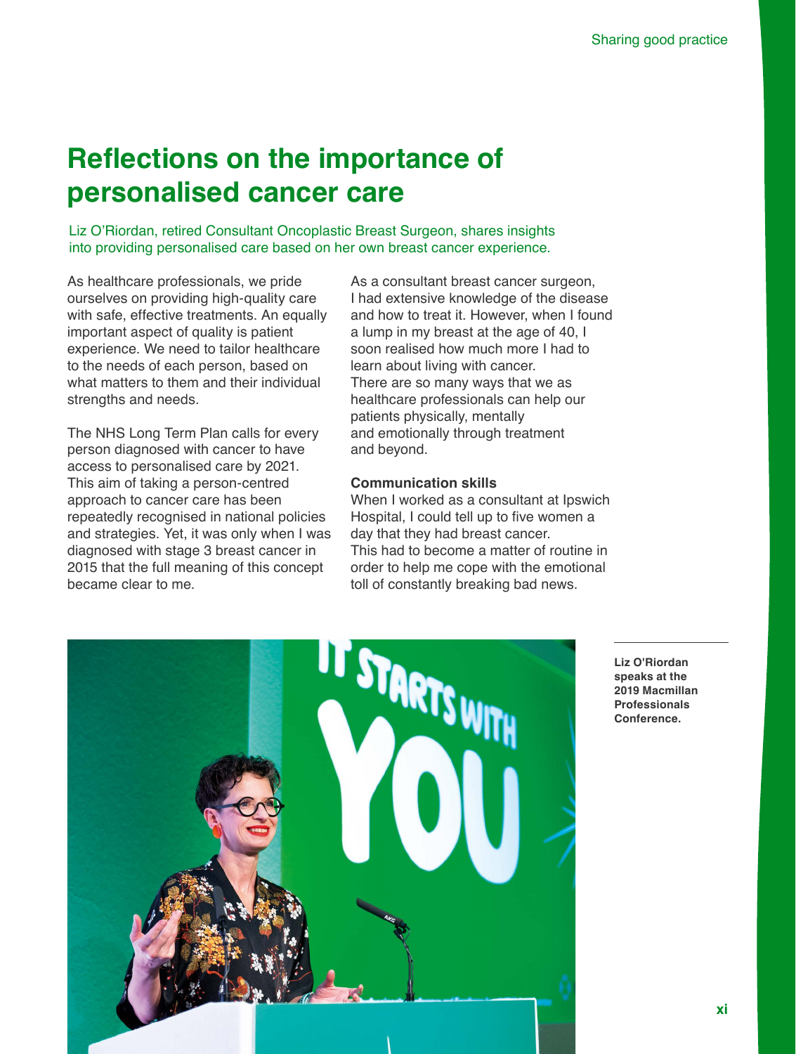# Reflections on the importance of personalised cancer care

Liz O'Riordan, retired Consultant Oncoplastic Breast Surgeon, shares insights into providing personalised care based on her own breast cancer experience.

As healthcare professionals, we pride ourselves on providing high-quality care with safe, effective treatments. An equally important aspect of quality is patient experience. We need to tailor healthcare to the needs of each person, based on what matters to them and their individual strengths and needs.

The NHS Long Term Plan calls for every person diagnosed with cancer to have access to personalised care by 2021. This aim of taking a person-centred approach to cancer care has been repeatedly recognised in national policies and strategies. Yet, it was only when I was diagnosed with stage 3 breast cancer in 2015 that the full meaning of this concept became clear to me.

As a consultant breast cancer surgeon, I had extensive knowledge of the disease and how to treat it. However, when I found a lump in my breast at the age of 40, I soon realised how much more I had to learn about living with cancer. There are so many ways that we as healthcare professionals can help our patients physically, mentally and emotionally through treatment and beyond.

### Communication skills

When I worked as a consultant at Ipswich Hospital, I could tell up to five women a day that they had breast cancer. This had to become a matter of routine in order to help me cope with the emotional toll of constantly breaking bad news.

**Liz O'Riordan speaks at the 2019 Macmillan Professionals Conference.**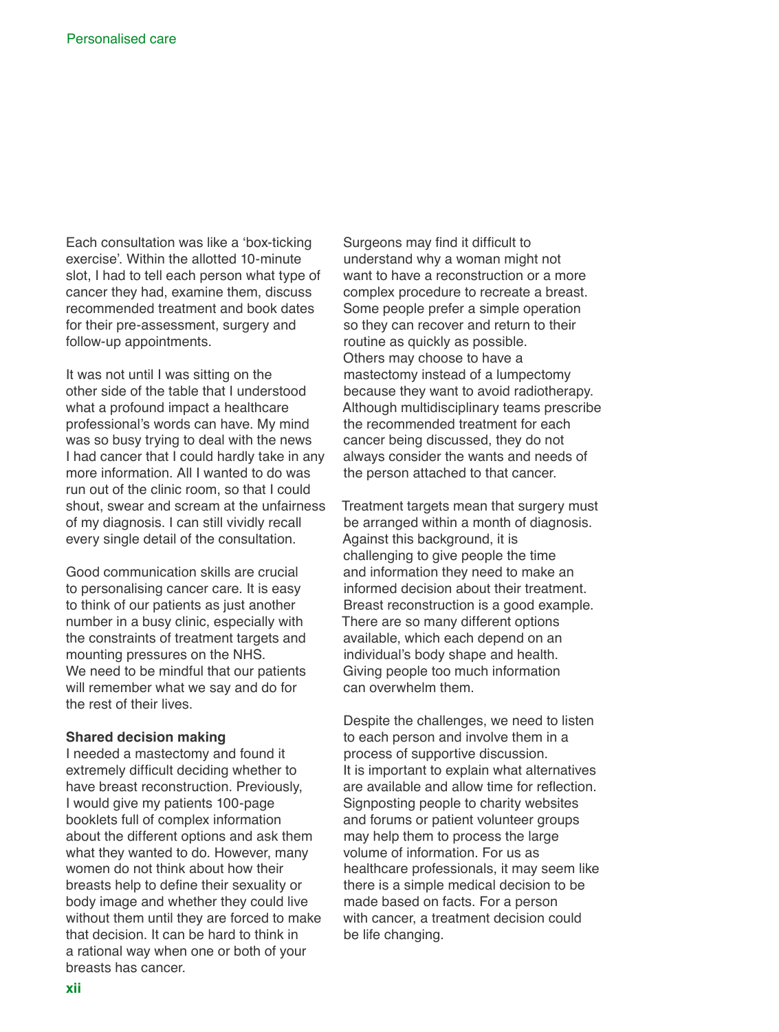Each consultation was like a 'box-ticking exercise'. Within the allotted 10-minute slot, I had to tell each person what type of cancer they had, examine them, discuss recommended treatment and book dates for their pre-assessment, surgery and follow-up appointments.

It was not until I was sitting on the other side of the table that I understood what a profound impact a healthcare professional's words can have. My mind was so busy trying to deal with the news I had cancer that I could hardly take in any more information. All I wanted to do was run out of the clinic room, so that I could shout, swear and scream at the unfairness of my diagnosis. I can still vividly recall every single detail of the consultation.

Good communication skills are crucial to personalising cancer care. It is easy to think of our patients as just another number in a busy clinic, especially with the constraints of treatment targets and mounting pressures on the NHS. We need to be mindful that our patients will remember what we say and do for the rest of their lives.

**Shared decision making**

I needed a mastectomy and found it extremely difficult deciding whether to have breast reconstruction. Previously, I would give my patients 100-page booklets full of complex information about the different options and ask them what they wanted to do. However, many women do not think about how their breasts help to define their sexuality or body image and whether they could live without them until they are forced to make that decision. It can be hard to think in a rational way when one or both of your breasts has cancer.

Surgeons may find it difficult to understand why a woman might not want to have a reconstruction or a more complex procedure to recreate a breast. Some people prefer a simple operation so they can recover and return to their routine as quickly as possible. Others may choose to have a mastectomy instead of a lumpectomy because they want to avoid radiotherapy. Although multidisciplinary teams prescribe the recommended treatment for each cancer being discussed, they do not always consider the wants and needs of the person attached to that cancer.

Treatment targets mean that surgery must be arranged within a month of diagnosis. Against this background, it is challenging to give people the time and information they need to make an informed decision about their treatment. Breast reconstruction is a good example. There are so many different options available, which each depend on an individual's body shape and health. Giving people too much information can overwhelm them.

Despite the challenges, we need to listen to each person and involve them in a process of supportive discussion. It is important to explain what alternatives are available and allow time for reflection. Signposting people to charity websites and forums or patient volunteer groups may help them to process the large volume of information. For us as healthcare professionals, it may seem like there is a simple medical decision to be made based on facts. For a person with cancer, a treatment decision could be life changing.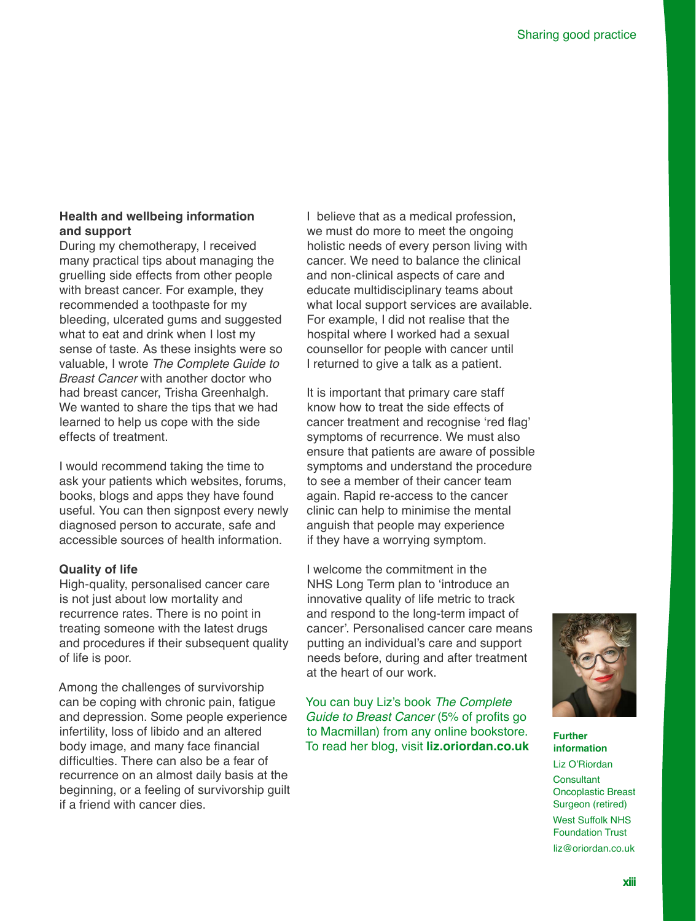### Health and wellbeing information and support

During my chemotherapy, I received many practical tips about managing the gruelling side effects from other people with breast cancer. For example, they recommended a toothpaste for my bleeding, ulcerated gums and suggested what to eat and drink when I lost my sense of taste. As these insights were so valuable, I wrote *The Complete Guide to Breast Cancer* with another doctor who had breast cancer, Trisha Greenhalgh. We wanted to share the tips that we had learned to help us cope with the side effects of treatment.

I would recommend taking the time to ask your patients which websites, forums, books, blogs and apps they have found useful. You can then signpost every newly diagnosed person to accurate, safe and accessible sources of health information.

### Quality of life

High-quality, personalised cancer care is not just about low mortality and recurrence rates. There is no point in treating someone with the latest drugs and procedures if their subsequent quality of life is poor.

Among the challenges of survivorship can be coping with chronic pain, fatigue and depression. Some people experience infertility, loss of libido and an altered body image, and many face financial difficulties. There can also be a fear of recurrence on an almost daily basis at the beginning, or a feeling of survivorship guilt if a friend with cancer dies.

I believe that as a medical profession, we must do more to meet the ongoing holistic needs of every person living with cancer. We need to balance the clinical and non-clinical aspects of care and educate multidisciplinary teams about what local support services are available. For example, I did not realise that the hospital where I worked had a sexual counsellor for people with cancer until I returned to give a talk as a patient.

It is important that primary care staff know how to treat the side effects of cancer treatment and recognise 'red flag' symptoms of recurrence. We must also ensure that patients are aware of possible symptoms and understand the procedure to see a member of their cancer team again. Rapid re-access to the cancer clinic can help to minimise the mental anguish that people may experience if they have a worrying symptom.

I welcome the commitment in the NHS Long Term plan to 'introduce an innovative quality of life metric to track and respond to the long-term impact of cancer'. Personalised cancer care means putting an individual's care and support needs before, during and after treatment at the heart of our work.

*You can buy Liz's book The Complete Guide to Breast Cancer* (5% of profits go to Macmillan) from any online bookstore. To read her blog, visit **liz.oriordan.co.uk**

**Further information**

Liz O'Riordan

Consultant Oncoplastic Breast Surgeon (retired)

West Suffolk NHS Foundation Trust

liz@oriordan.co.uk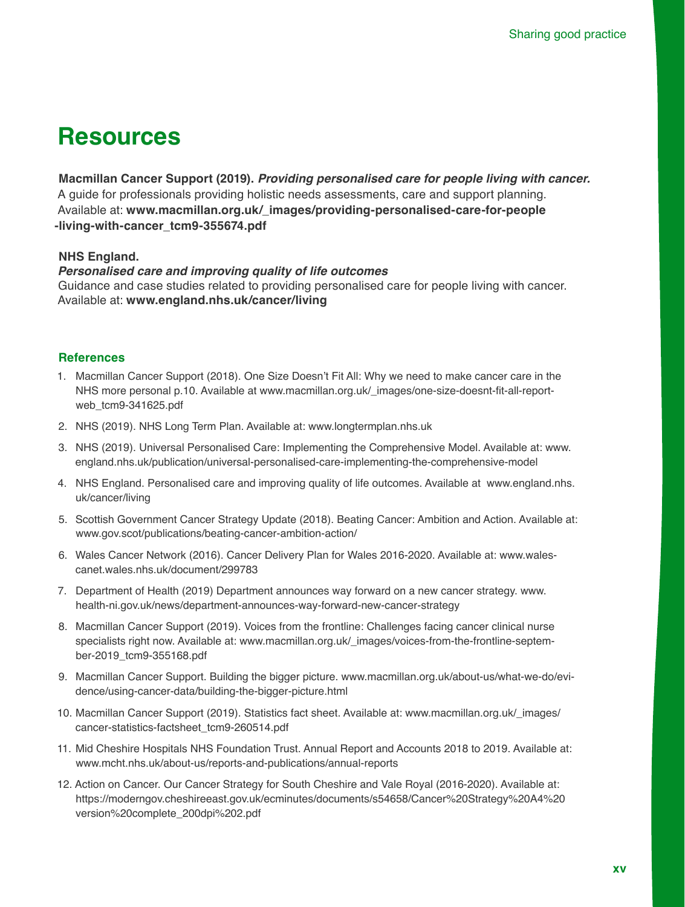# Resources

**Macmillan Cancer Support (2019).** ***Providing personalised care for people living with cancer.***
A guide for professionals providing holistic needs assessments, care and support planning.
Available at: **www.macmillan.org.uk/_images/providing-personalised-care-for-people-living-with-cancer_tcm9-355674.pdf**

**NHS England.**
***Personalised care and improving quality of life outcomes***
Guidance and case studies related to providing personalised care for people living with cancer.
Available at: **www.england.nhs.uk/cancer/living**

### References

1. Macmillan Cancer Support (2018). One Size Doesn't Fit All: Why we need to make cancer care in the NHS more personal p.10. Available at www.macmillan.org.uk/_images/one-size-doesnt-fit-all-report-web_tcm9-341625.pdf
2. NHS (2019). NHS Long Term Plan. Available at: www.longtermplan.nhs.uk
3. NHS (2019). Universal Personalised Care: Implementing the Comprehensive Model. Available at: www.england.nhs.uk/publication/universal-personalised-care-implementing-the-comprehensive-model
4. NHS England. Personalised care and improving quality of life outcomes. Available at www.england.nhs.uk/cancer/living
5. Scottish Government Cancer Strategy Update (2018). Beating Cancer: Ambition and Action. Available at: www.gov.scot/publications/beating-cancer-ambition-action/
6. Wales Cancer Network (2016). Cancer Delivery Plan for Wales 2016-2020. Available at: www.walescanet.wales.nhs.uk/document/299783
7. Department of Health (2019) Department announces way forward on a new cancer strategy. www.health-ni.gov.uk/news/department-announces-way-forward-new-cancer-strategy
8. Macmillan Cancer Support (2019). Voices from the frontline: Challenges facing cancer clinical nurse specialists right now. Available at: www.macmillan.org.uk/_images/voices-from-the-frontline-september-2019_tcm9-355168.pdf
9. Macmillan Cancer Support. Building the bigger picture. www.macmillan.org.uk/about-us/what-we-do/evidence/using-cancer-data/building-the-bigger-picture.html
10. Macmillan Cancer Support (2019). Statistics fact sheet. Available at: www.macmillan.org.uk/_images/cancer-statistics-factsheet_tcm9-260514.pdf
11. Mid Cheshire Hospitals NHS Foundation Trust. Annual Report and Accounts 2018 to 2019. Available at: www.mcht.nhs.uk/about-us/reports-and-publications/annual-reports
12. Action on Cancer. Our Cancer Strategy for South Cheshire and Vale Royal (2016-2020). Available at: https://moderngov.cheshireeast.gov.uk/ecminutes/documents/s54658/Cancer%20Strategy%20A4%20version%20complete_200dpi%202.pdf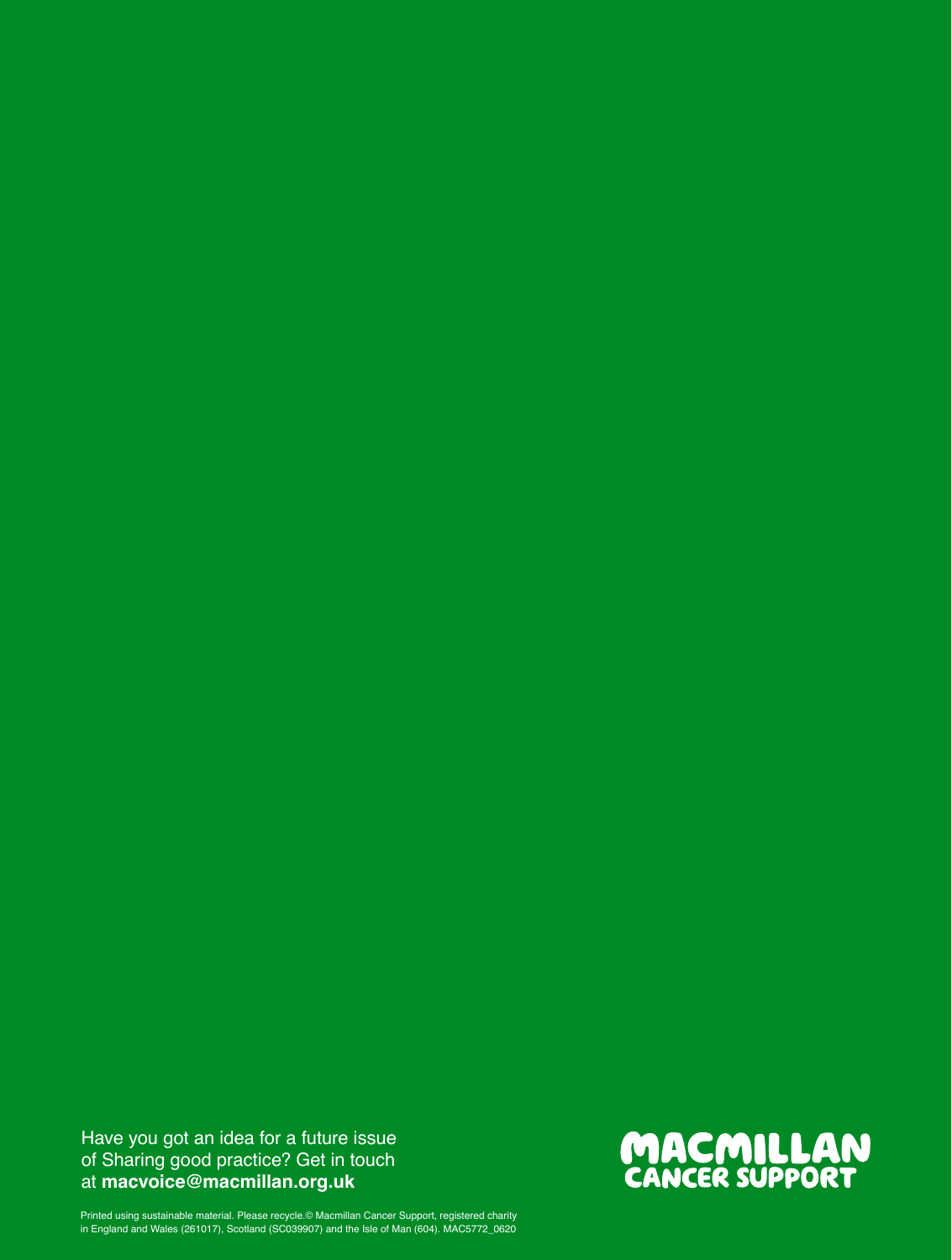Have you got an idea for a future issue of Sharing good practice? Get in touch at **macvoice@macmillan.org.uk**

MACMILLAN CANCER SUPPORT

Printed using sustainable material. Please recycle.© Macmillan Cancer Support, registered charity in England and Wales (261017), Scotland (SC039907) and the Isle of Man (604). MAC5772_0620